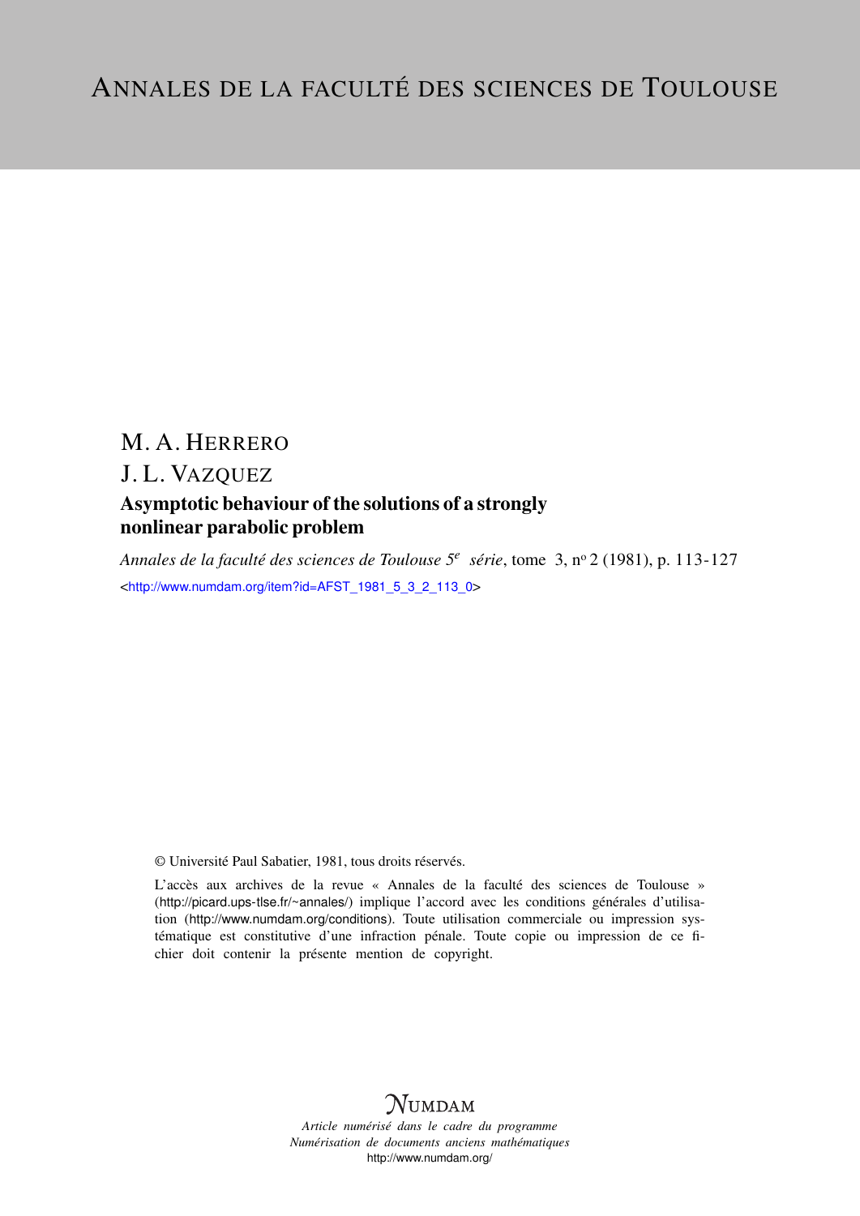# ANNALES DE LA FACULTÉ DES SCIENCES DE TOULOUSE

M. A. HERRERO

J. L. VAZQUEZ

**Asymptotic behaviour of the solutions of a strongly nonlinear parabolic problem**

*Annales de la faculté des sciences de Toulouse 5e série*, tome 3, nº 2 (1981), p. 113-127

<http://www.numdam.org/item?id=AFST_1981_5_3_2_113_0>

© Université Paul Sabatier, 1981, tous droits réservés.

L'accès aux archives de la revue « Annales de la faculté des sciences de Toulouse » (http://picard.ups-tlse.fr/~annales/) implique l'accord avec les conditions générales d'utilisation (http://www.numdam.org/conditions). Toute utilisation commerciale ou impression systématique est constitutive d'une infraction pénale. Toute copie ou impression de ce fichier doit contenir la présente mention de copyright.

NUMDAM

*Article numérisé dans le cadre du programme Numérisation de documents anciens mathématiques*

http://www.numdam.org/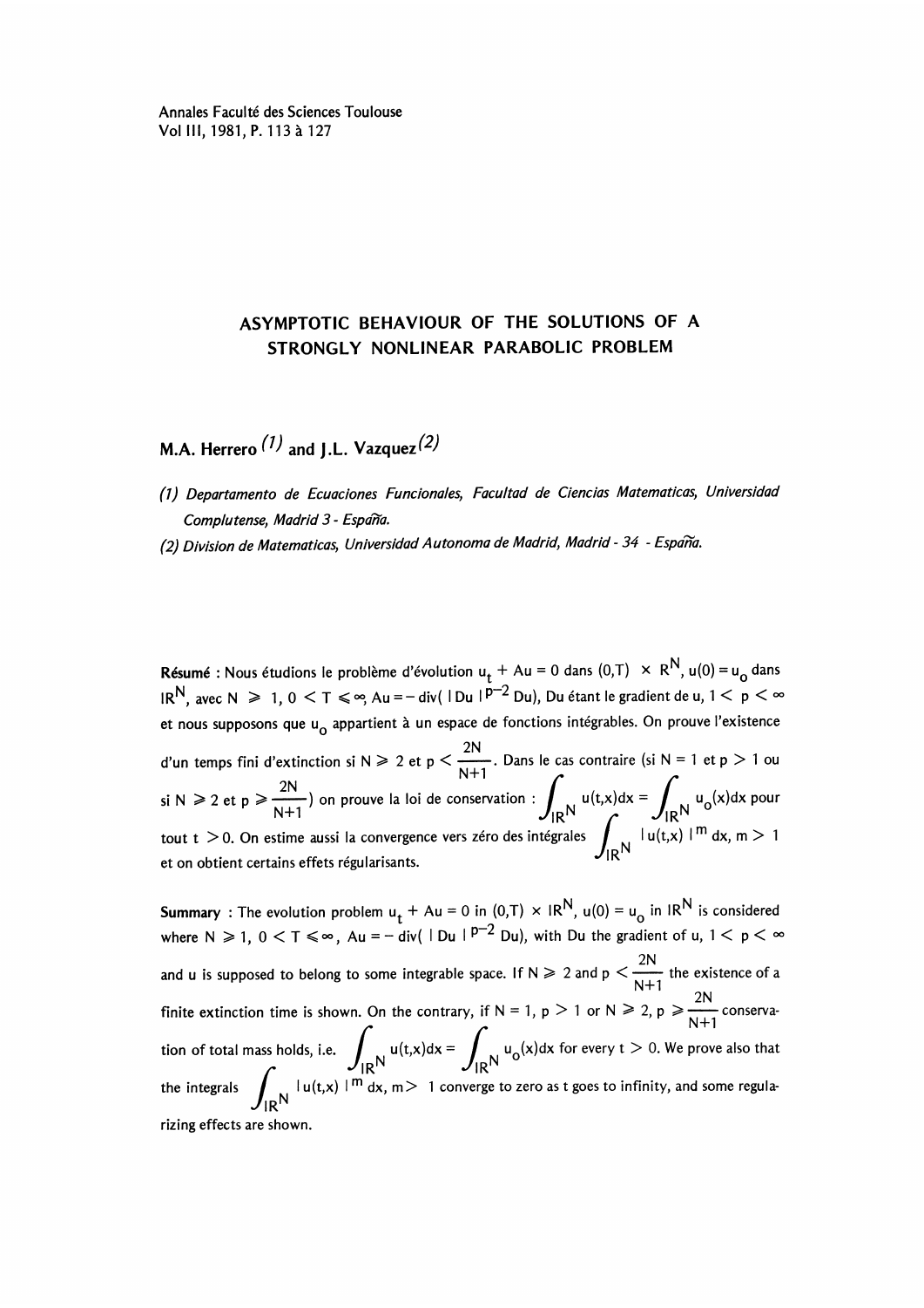Annales Faculté des Sciences Toulouse
Vol III, 1981, P. 113 à 127

# ASYMPTOTIC BEHAVIOUR OF THE SOLUTIONS OF A STRONGLY NONLINEAR PARABOLIC PROBLEM

**M.A. Herrero** [(1)] **and J.L. Vazquez** [(2)]

(1) *Departamento de Ecuaciones Funcionales, Facultad de Ciencias Matematicas, Universidad Complutense, Madrid 3 - España.*

(2) *Division de Matematicas, Universidad Autonoma de Madrid, Madrid - 34 - España.*

**Résumé** : Nous étudions le problème d'évolution $u_t + Au = 0$ dans $(0,T) \times R^N$, $u(0) = u_o$ dans $\mathbb{R}^N$, avec $N \geq 1$, $0 < T \leq \infty$, $Au = -\operatorname{div}(|Du|^{p-2} Du)$, Du étant le gradient de u, $1 < p < \infty$ et nous supposons que $u_o$ appartient à un espace de fonctions intégrables. On prouve l'existence d'un temps fini d'extinction si $N \geq 2$ et $p < \frac{2N}{N+1}$. Dans le cas contraire (si $N = 1$ et $p > 1$ ou si $N \geq 2$ et $p \geq \frac{2N}{N+1}$) on prouve la loi de conservation : $\int_{\mathbb{R}^N} u(t,x)dx = \int_{\mathbb{R}^N} u_o(x)dx$ pour tout $t > 0$. On estime aussi la convergence vers zéro des intégrales $\int_{\mathbb{R}^N} |u(t,x)|^m dx$, $m > 1$ et on obtient certains effets régularisants.

**Summary** : The evolution problem $u_t + Au = 0$ in $(0,T) \times \mathbb{R}^N$, $u(0) = u_o$ in $\mathbb{R}^N$ is considered where $N \geq 1$, $0 < T \leq \infty$, $Au = -\operatorname{div}(|Du|^{p-2} Du)$, with Du the gradient of u, $1 < p < \infty$ and u is supposed to belong to some integrable space. If $N \geq 2$ and $p < \frac{2N}{N+1}$ the existence of a finite extinction time is shown. On the contrary, if $N = 1$, $p > 1$ or $N \geq 2$, $p \geq \frac{2N}{N+1}$ conservation of total mass holds, i.e. $\int_{\mathbb{R}^N} u(t,x)dx = \int_{\mathbb{R}^N} u_o(x)dx$ for every $t > 0$. We prove also that the integrals $\int_{\mathbb{R}^N} |u(t,x)|^m dx$, $m > 1$ converge to zero as t goes to infinity, and some regularizing effects are shown.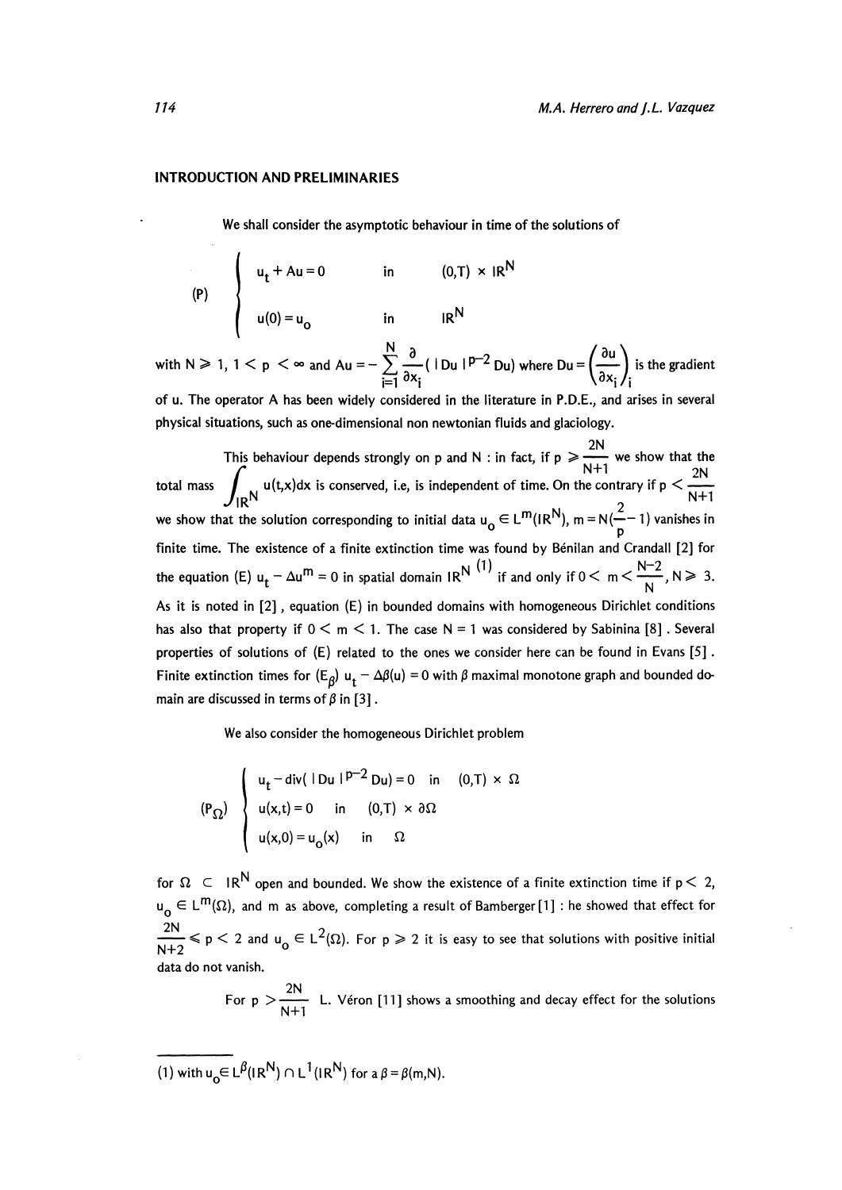## INTRODUCTION AND PRELIMINARIES

We shall consider the asymptotic behaviour in time of the solutions of

$$(P) \quad \begin{cases} u_t + Au = 0 & \text{in} \quad (0,T) \times \mathbb{R}^N \\ u(0) = u_o & \text{in} \quad \mathbb{R}^N \end{cases}$$

with $N \geq 1$, $1 < p < \infty$ and $Au = -\sum_{i=1}^{N} \frac{\partial}{\partial x_i}(\,|Du|^{p-2} Du)$ where $Du = \left(\frac{\partial u}{\partial x_i}\right)_i$ is the gradient of u. The operator A has been widely considered in the literature in P.D.E., and arises in several physical situations, such as one-dimensional non newtonian fluids and glaciology.

This behaviour depends strongly on p and N : in fact, if $p \geq \frac{2N}{N+1}$ we show that the total mass $\int_{\mathbb{R}^N} u(t,x)dx$ is conserved, i.e, is independent of time. On the contrary if $p < \frac{2N}{N+1}$ we show that the solution corresponding to initial data $u_o \in L^m(\mathbb{R}^N)$, $m = N(\frac{2}{p} - 1)$ vanishes in finite time. The existence of a finite extinction time was found by Bénilan and Crandall [2] for the equation (E) $u_t - \Delta u^m = 0$ in spatial domain $\mathbb{R}^N$ (1) if and only if $0 < m < \frac{N-2}{N}$, $N \geq 3$. As it is noted in [2], equation (E) in bounded domains with homogeneous Dirichlet conditions has also that property if $0 < m < 1$. The case $N = 1$ was considered by Sabinina [8]. Several properties of solutions of (E) related to the ones we consider here can be found in Evans [5]. Finite extinction times for ($E_\beta$) $u_t - \Delta\beta(u) = 0$ with $\beta$ maximal monotone graph and bounded domain are discussed in terms of $\beta$ in [3].

We also consider the homogeneous Dirichlet problem

$$(P_\Omega) \quad \begin{cases} u_t - \text{div}(\,|Du|^{p-2} Du) = 0 & \text{in} \quad (0,T) \times \Omega \\ u(x,t) = 0 & \text{in} \quad (0,T) \times \partial\Omega \\ u(x,0) = u_o(x) & \text{in} \quad \Omega \end{cases}$$

for $\Omega \subset \mathbb{R}^N$ open and bounded. We show the existence of a finite extinction time if $p < 2$, $u_o \in L^m(\Omega)$, and m as above, completing a result of Bamberger [1] : he showed that effect for $\frac{2N}{N+2} \leq p < 2$ and $u_o \in L^2(\Omega)$. For $p \geq 2$ it is easy to see that solutions with positive initial data do not vanish.

For $p > \frac{2N}{N+1}$ L. Véron [11] shows a smoothing and decay effect for the solutions

(1) with $u_o \in L^\beta(\mathbb{R}^N) \cap L^1(\mathbb{R}^N)$ for a $\beta = \beta(m,N)$.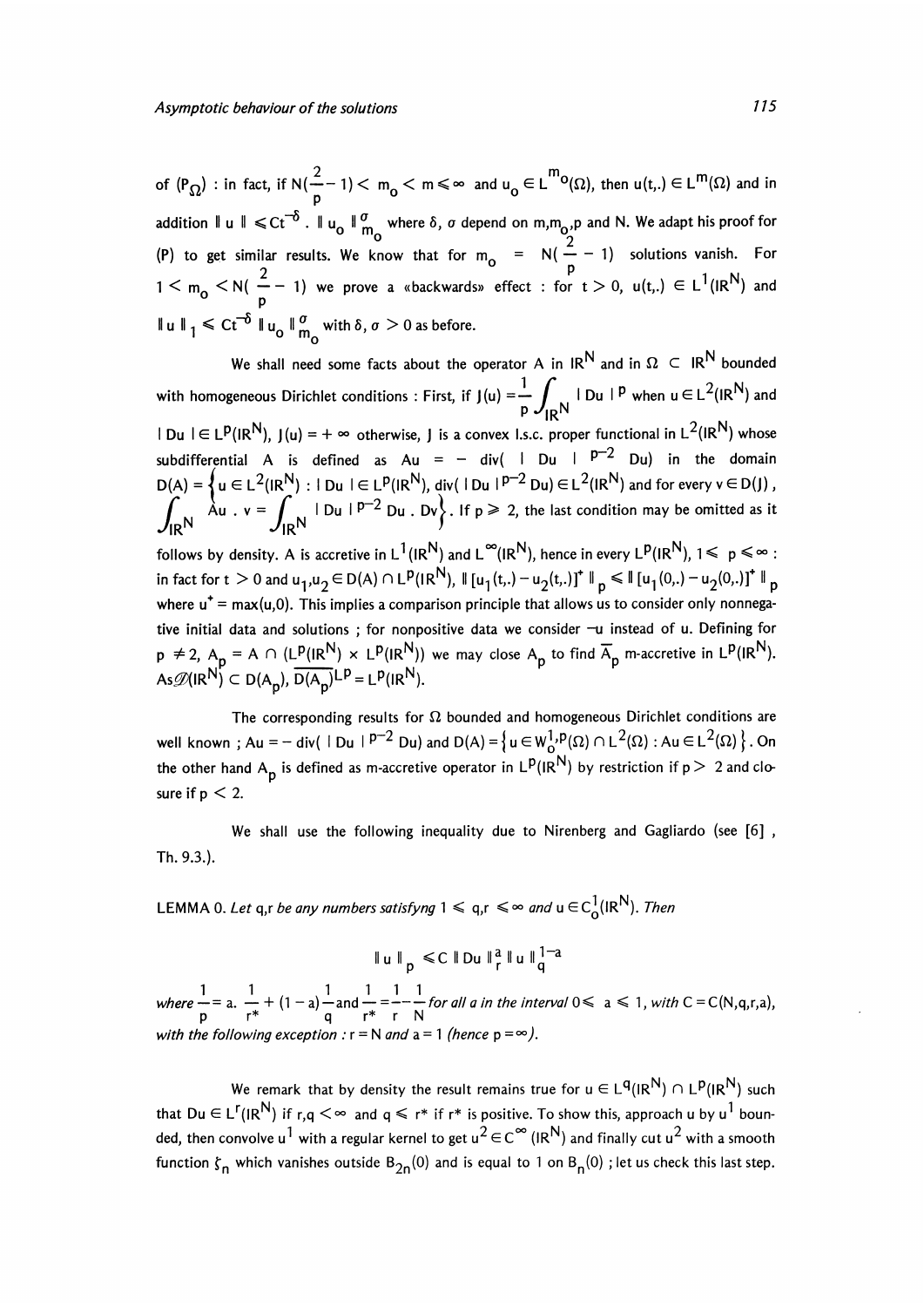of $(P_\Omega)$ : in fact, if $N(\frac{2}{p}-1) < m_o < m \leqslant \infty$ and $u_o \in L^{m_o}(\Omega)$, then $u(t,.) \in L^m(\Omega)$ and in addition $\| u \| \leqslant Ct^{-\delta} . \| u_o \|^{\sigma}_{m_o}$ where $\delta$, $\sigma$ depend on $m, m_o, p$ and $N$. We adapt his proof for (P) to get similar results. We know that for $m_o = N(\frac{2}{p}-1)$ solutions vanish. For $1 < m_o < N(\frac{2}{p}-1)$ we prove a «backwards» effect : for $t > 0$, $u(t,.) \in L^1(\mathbb{R}^N)$ and $\| u \|_1 \leqslant Ct^{-\delta} \| u_o \|^{\sigma}_{m_o}$ with $\delta, \sigma > 0$ as before.

We shall need some facts about the operator A in $\mathbb{R}^N$ and in $\Omega \subset \mathbb{R}^N$ bounded with homogeneous Dirichlet conditions : First, if $J(u) = \frac{1}{p} \int_{\mathbb{R}^N} | Du |^p$ when $u \in L^2(\mathbb{R}^N)$ and $| Du | \in L^p(\mathbb{R}^N)$, $J(u) = +\infty$ otherwise, J is a convex l.s.c. proper functional in $L^2(\mathbb{R}^N)$ whose subdifferential A is defined as $Au = -\operatorname{div}( | Du |^{p-2} Du)$ in the domain $D(A) = \left\{ u \in L^2(\mathbb{R}^N) : | Du | \in L^p(\mathbb{R}^N), \operatorname{div}( | Du |^{p-2} Du) \in L^2(\mathbb{R}^N) \text{ and for every } v \in D(J), \int_{\mathbb{R}^N} Au . v = \int_{\mathbb{R}^N} | Du |^{p-2} Du . Dv \right\}$. If $p \geqslant 2$, the last condition may be omitted as it follows by density. A is accretive in $L^1(\mathbb{R}^N)$ and $L^\infty(\mathbb{R}^N)$, hence in every $L^p(\mathbb{R}^N)$, $1 \leqslant p \leqslant \infty$ : in fact for $t > 0$ and $u_1, u_2 \in D(A) \cap L^p(\mathbb{R}^N)$, $\| [u_1(t,.) - u_2(t,.)]^+ \|_p \leqslant \| [u_1(0,.) - u_2(0,.)]^+ \|_p$ where $u^+ = \max(u,0)$. This implies a comparison principle that allows us to consider only nonnegative initial data and solutions ; for nonpositive data we consider $-u$ instead of u. Defining for $p \neq 2$, $A_p = A \cap (L^p(\mathbb{R}^N) \times L^p(\mathbb{R}^N))$ we may close $A_p$ to find $\overline{A}_p$ m-accretive in $L^p(\mathbb{R}^N)$. As $\mathscr{D}(\mathbb{R}^N) \subset D(A_p)$, $\overline{D(A_p)}^{L^p} = L^p(\mathbb{R}^N)$.

The corresponding results for $\Omega$ bounded and homogeneous Dirichlet conditions are well known ; $Au = -\operatorname{div}( | Du |^{p-2} Du)$ and $D(A) = \left\{ u \in W^{1,p}_0(\Omega) \cap L^2(\Omega) : Au \in L^2(\Omega) \right\}$. On the other hand $A_p$ is defined as m-accretive operator in $L^p(\mathbb{R}^N)$ by restriction if $p > 2$ and closure if $p < 2$.

We shall use the following inequality due to Nirenberg and Gagliardo (see [6] , Th. 9.3.).

LEMMA 0. *Let q,r be any numbers satisfyng $1 \leqslant q,r \leqslant \infty$ and $u \in C^1_0(\mathbb{R}^N)$. Then*

$$\| u \|_p \leqslant C \| Du \|^a_r \| u \|^{1-a}_q$$

*where $\frac{1}{p} = a . \frac{1}{r^*} + (1-a)\frac{1}{q}$ and $\frac{1}{r^*} = \frac{1}{r} - \frac{1}{N}$ for all a in the interval $0 \leqslant a \leqslant 1$, with $C = C(N,q,r,a)$, with the following exception : $r = N$ and $a = 1$ (hence $p = \infty$).*

We remark that by density the result remains true for $u \in L^q(\mathbb{R}^N) \cap L^p(\mathbb{R}^N)$ such that $Du \in L^r(\mathbb{R}^N)$ if $r,q < \infty$ and $q \leqslant r^*$ if $r^*$ is positive. To show this, approach u by $u^1$ bounded, then convolve $u^1$ with a regular kernel to get $u^2 \in C^\infty(\mathbb{R}^N)$ and finally cut $u^2$ with a smooth function $\zeta_n$ which vanishes outside $B_{2n}(0)$ and is equal to 1 on $B_n(0)$ ; let us check this last step.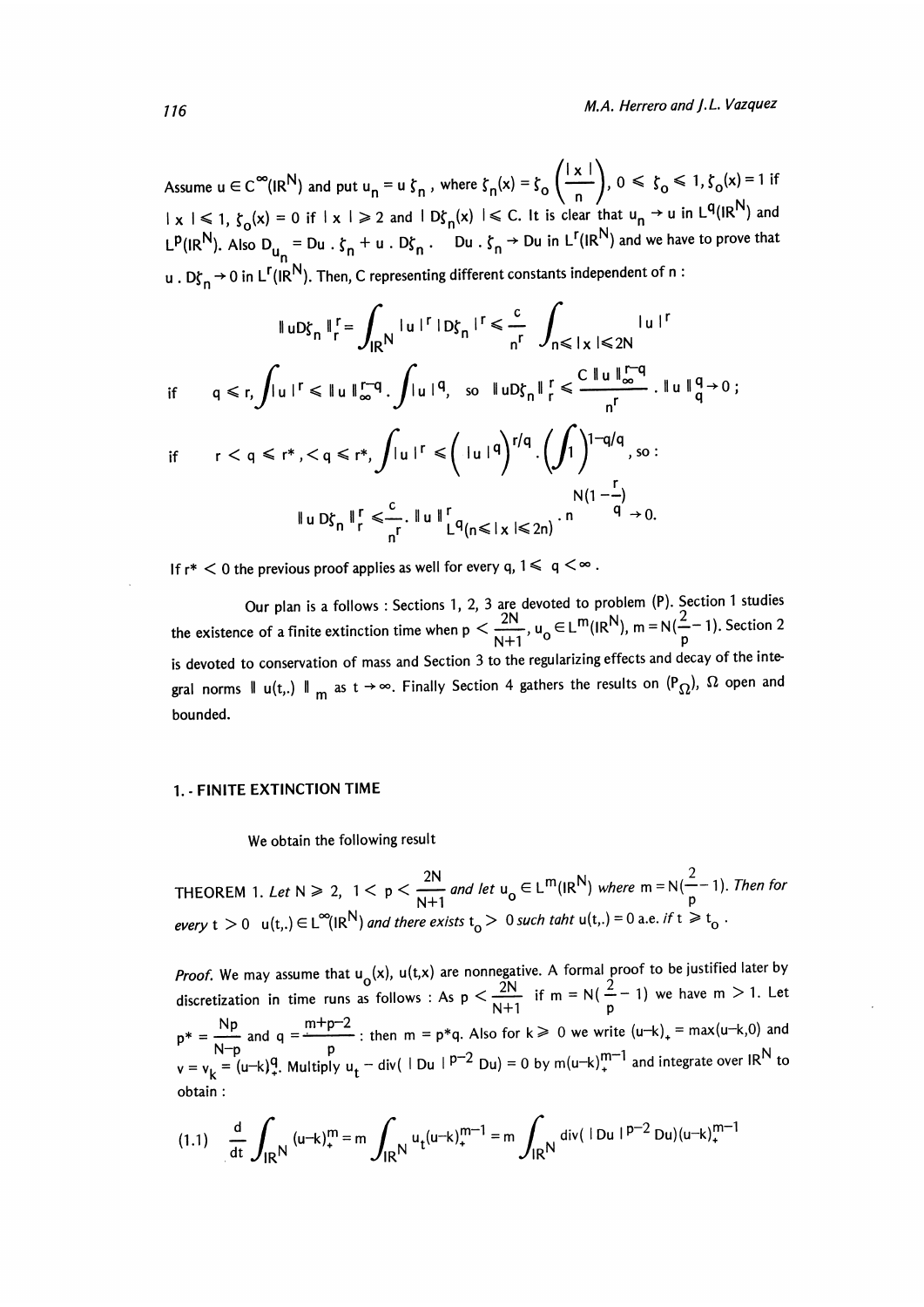Assume $u \in C^\infty(\mathbb{R}^N)$ and put $u_n = u\,\zeta_n$, where $\zeta_n(x) = \zeta_0\left(\frac{|x|}{n}\right)$, $0 \leqslant \zeta_0 \leqslant 1$, $\zeta_0(x) = 1$ if $|x| \leqslant 1$, $\zeta_0(x) = 0$ if $|x| \geqslant 2$ and $|D\zeta_n(x)| \leqslant C$. It is clear that $u_n \to u$ in $L^q(\mathbb{R}^N)$ and $L^p(\mathbb{R}^N)$. Also $D_{u_n} = Du\,.\,\zeta_n + u\,.\,D\zeta_n$. $Du\,.\,\zeta_n \to Du$ in $L^r(\mathbb{R}^N)$ and we have to prove that $u\,.\,D\zeta_n \to 0$ in $L^r(\mathbb{R}^N)$. Then, C representing different constants independent of n :

$$\| uD\zeta_n \|_r^r = \int_{\mathbb{R}^N} |u|^r\, |D\zeta_n|^r \leqslant \frac{c}{n^r} \int_{n \leqslant |x| \leqslant 2N} |u|^r$$

if $\quad q \leqslant r, \displaystyle\int |u|^r \leqslant \|u\|_\infty^{r-q} . \int |u|^q, \quad$ so $\quad \|uD\zeta_n\|_r^r \leqslant \dfrac{C\,\|u\|_\infty^{r-q}}{n^r} . \|u\|_q^q \to 0\,;$

if $\quad r < q \leqslant r^*, < q \leqslant r^*, \displaystyle\int |u|^r \leqslant \left(|u|^q\right)^{r/q} . \left(\int 1\right)^{1-q/q}$, so :

$$\| u\, D\zeta_n \|_r^r \leqslant \frac{c}{n^r} . \| u \|_{L^q(n \leqslant |x| \leqslant 2n)}^r . n^{N(1-\frac{r}{q})} \to 0.$$

If $r^* < 0$ the previous proof applies as well for every q, $1 \leqslant q < \infty$.

Our plan is a follows : Sections 1, 2, 3 are devoted to problem (P). Section 1 studies the existence of a finite extinction time when $p < \frac{2N}{N+1}$, $u_0 \in L^m(\mathbb{R}^N)$, $m = N(\frac{2}{p} - 1)$. Section 2 is devoted to conservation of mass and Section 3 to the regularizing effects and decay of the integral norms $\| u(t,.) \|_m$ as $t \to \infty$. Finally Section 4 gathers the results on $(P_\Omega)$, $\Omega$ open and bounded.

## 1. - FINITE EXTINCTION TIME

We obtain the following result

THEOREM 1. *Let* $N \geqslant 2$, $1 < p < \frac{2N}{N+1}$ *and let* $u_0 \in L^m(\mathbb{R}^N)$ *where* $m = N(\frac{2}{p} - 1)$. *Then for every* $t > 0$ $u(t,.) \in L^\infty(\mathbb{R}^N)$ *and there exists* $t_0 > 0$ *such taht* $u(t,.) = 0$ *a.e. if* $t \geqslant t_0$.

*Proof.* We may assume that $u_0(x)$, $u(t,x)$ are nonnegative. A formal proof to be justified later by discretization in time runs as follows : As $p < \frac{2N}{N+1}$ if $m = N(\frac{2}{p} - 1)$ we have $m > 1$. Let $p^* = \frac{Np}{N-p}$ and $q = \frac{m+p-2}{p}$ : then $m = p^*q$. Also for $k \geqslant 0$ we write $(u-k)_+ = \max(u-k, 0)$ and $v = v_k = (u-k)_+^q$. Multiply $u_t - \operatorname{div}(\,|Du|^{p-2}\,Du) = 0$ by $m(u-k)_+^{m-1}$ and integrate over $\mathbb{R}^N$ to obtain :

$$(1.1) \quad \frac{d}{dt}\int_{\mathbb{R}^N} (u-k)_+^m = m\int_{\mathbb{R}^N} u_t (u-k)_+^{m-1} = m\int_{\mathbb{R}^N} \operatorname{div}(\,|Du|^{p-2}\,Du)(u-k)_+^{m-1}$$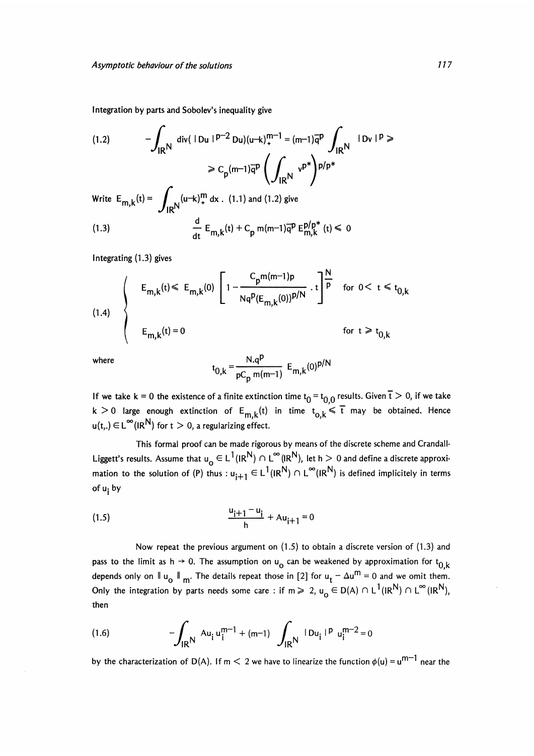Integration by parts and Sobolev's inequality give

$$(1.2) \qquad -\int_{\mathbb{R}^N} \operatorname{div}(\,|Du|^{p-2}Du)(u-k)_+^{m-1} = (m-1)\overline{q}^p \int_{\mathbb{R}^N} |Dv|^p \geqslant$$

$$\geqslant C_p(m-1)\overline{q}^p \left(\int_{\mathbb{R}^N} v^{p^*}\right)^{p/p^*}$$

Write $E_{m,k}(t) = \int_{\mathbb{R}^N} (u-k)_+^m \, dx$. (1.1) and (1.2) give

$$(1.3) \qquad \frac{d}{dt} E_{m,k}(t) + C_p\, m(m-1)\overline{q}^p E_{m,k}^{p/p^*}(t) \leqslant 0$$

Integrating (1.3) gives

$$(1.4) \qquad \begin{cases} E_{m,k}(t) \leqslant E_{m,k}(0) \left[1 - \dfrac{C_p m(m-1)p}{Nq^p (E_{m,k}(0))^{p/N}} \cdot t\right]^{\frac{N}{p}} & \text{for } 0 < t \leqslant t_{0,k} \\ \\ E_{m,k}(t) = 0 & \text{for } t \geqslant t_{0,k} \end{cases}$$

where

$$t_{0,k} = \frac{N.q^p}{pC_p\, m(m-1)}\, E_{m,k}(0)^{p/N}$$

If we take $k = 0$ the existence of a finite extinction time $t_0 = t_{0,0}$ results. Given $\overline{t} > 0$, if we take $k > 0$ large enough extinction of $E_{m,k}(t)$ in time $t_{0,k} \leqslant \overline{t}$ may be obtained. Hence $u(t,.) \in L^\infty(\mathbb{R}^N)$ for $t > 0$, a regularizing effect.

This formal proof can be made rigorous by means of the discrete scheme and Crandall-Liggett's results. Assume that $u_0 \in L^1(\mathbb{R}^N) \cap L^\infty(\mathbb{R}^N)$, let $h > 0$ and define a discrete approximation to the solution of (P) thus : $u_{i+1} \in L^1(\mathbb{R}^N) \cap L^\infty(\mathbb{R}^N)$ is defined implicitely in terms of $u_i$ by

$$(1.5) \qquad \frac{u_{i+1} - u_i}{h} + Au_{i+1} = 0$$

Now repeat the previous argument on (1.5) to obtain a discrete version of (1.3) and pass to the limit as $h \to 0$. The assumption on $u_0$ can be weakened by approximation for $t_{0,k}$ depends only on $\| u_0 \|_m$. The details repeat those in [2] for $u_t - \Delta u^m = 0$ and we omit them. Only the integration by parts needs some care : if $m \geqslant 2$, $u_0 \in D(A) \cap L^1(\mathbb{R}^N) \cap L^\infty(\mathbb{R}^N)$, then

$$(1.6) \qquad -\int_{\mathbb{R}^N} Au_i\, u_i^{m-1} + (m-1) \int_{\mathbb{R}^N} |Du_i|^p\, u_i^{m-2} = 0$$

by the characterization of $D(A)$. If $m < 2$ we have to linearize the function $\phi(u) = u^{m-1}$ near the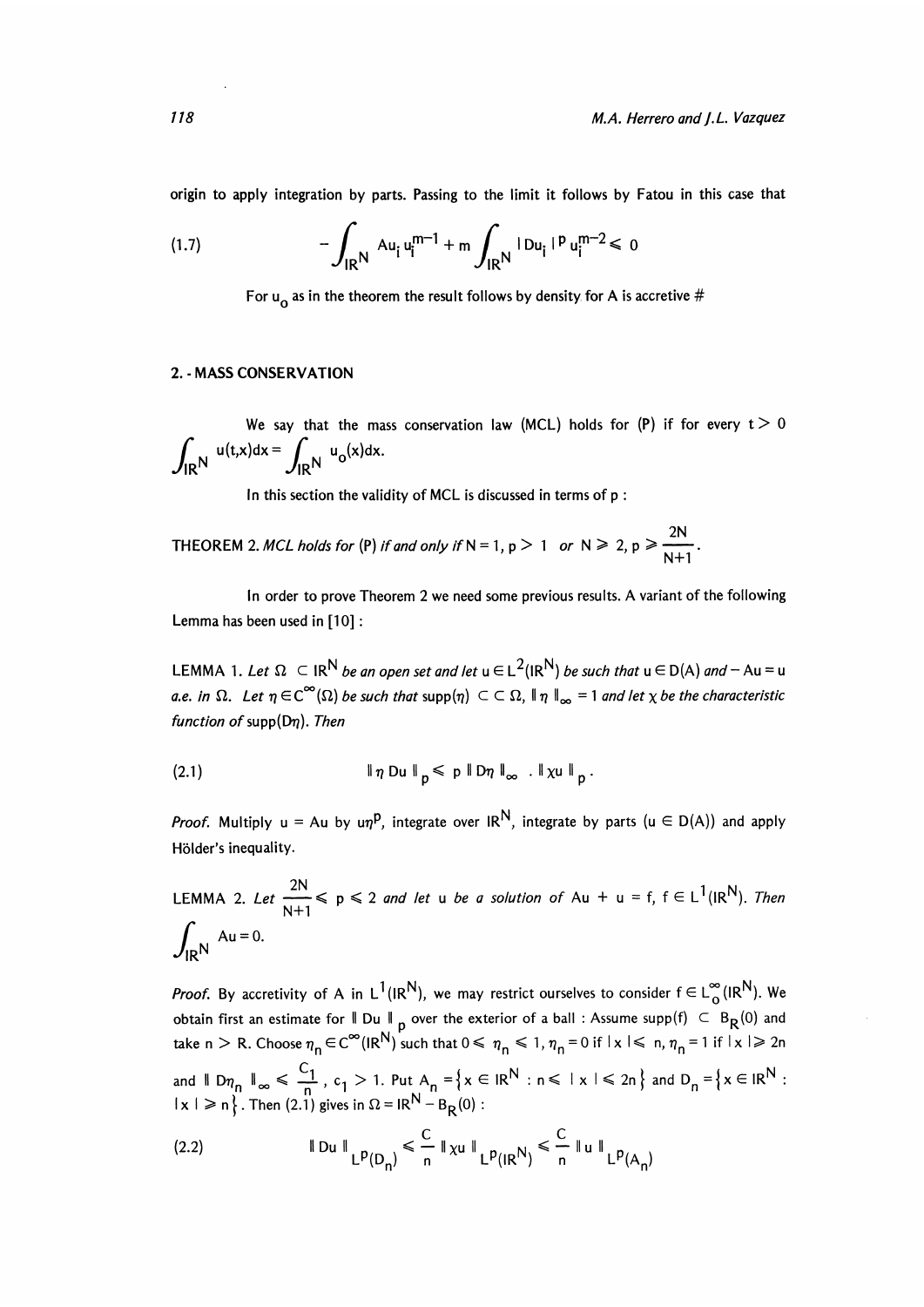origin to apply integration by parts. Passing to the limit it follows by Fatou in this case that

$$-\int_{\mathbb{R}^N} Au_i\, u_i^{m-1} + m \int_{\mathbb{R}^N} |Du_i|^p\, u_i^{m-2} \leqslant 0 \tag{1.7}$$

For $u_o$ as in the theorem the result follows by density for A is accretive #

## 2. - MASS CONSERVATION

We say that the mass conservation law (MCL) holds for (P) if for every $t > 0$ $\int_{\mathbb{R}^N} u(t,x)dx = \int_{\mathbb{R}^N} u_o(x)dx$.

In this section the validity of MCL is discussed in terms of p :

THEOREM 2. *MCL holds for* (P) *if and only if* $N = 1$, $p > 1$ *or* $N \geqslant 2$, $p \geqslant \frac{2N}{N+1}$.

In order to prove Theorem 2 we need some previous results. A variant of the following Lemma has been used in [10] :

LEMMA 1. *Let* $\Omega \subset \mathbb{R}^N$ *be an open set and let* $u \in L^2(\mathbb{R}^N)$ *be such that* $u \in D(A)$ *and* $-Au = u$ *a.e. in* $\Omega$. *Let* $\eta \in C^\infty(\Omega)$ *be such that* $\text{supp}(\eta) \subset\subset \Omega$, $\|\eta\|_\infty = 1$ *and let* $\chi$ *be the characteristic function of* $\text{supp}(D\eta)$. *Then*

$$\|\eta\, Du\|_p \leqslant p\, \|D\eta\|_\infty \,.\, \|\chi u\|_p\,. \tag{2.1}$$

*Proof.* Multiply $u = Au$ by $u\eta^p$, integrate over $\mathbb{R}^N$, integrate by parts ($u \in D(A)$) and apply Hölder's inequality.

LEMMA 2. *Let* $\frac{2N}{N+1} \leqslant p \leqslant 2$ *and let u be a solution of* $Au + u = f$, $f \in L^1(\mathbb{R}^N)$. *Then* $\int_{\mathbb{R}^N} Au = 0$.

*Proof.* By accretivity of A in $L^1(\mathbb{R}^N)$, we may restrict ourselves to consider $f \in L_o^\infty(\mathbb{R}^N)$. We obtain first an estimate for $\|Du\|_p$ over the exterior of a ball : Assume $\text{supp}(f) \subset B_R(0)$ and take $n > R$. Choose $\eta_n \in C^\infty(\mathbb{R}^N)$ such that $0 \leqslant \eta_n \leqslant 1$, $\eta_n = 0$ if $|x| \leqslant n$, $\eta_n = 1$ if $|x| \geqslant 2n$ and $\|D\eta_n\|_\infty \leqslant \frac{c_1}{n}$, $c_1 > 1$. Put $A_n = \{x \in \mathbb{R}^N : n \leqslant |x| \leqslant 2n\}$ and $D_n = \{x \in \mathbb{R}^N : |x| \geqslant n\}$. Then (2.1) gives in $\Omega = \mathbb{R}^N - B_R(0)$ :

$$\|Du\|_{L^p(D_n)} \leqslant \frac{C}{n} \|\chi u\|_{L^p(\mathbb{R}^N)} \leqslant \frac{C}{n} \|u\|_{L^p(A_n)} \tag{2.2}$$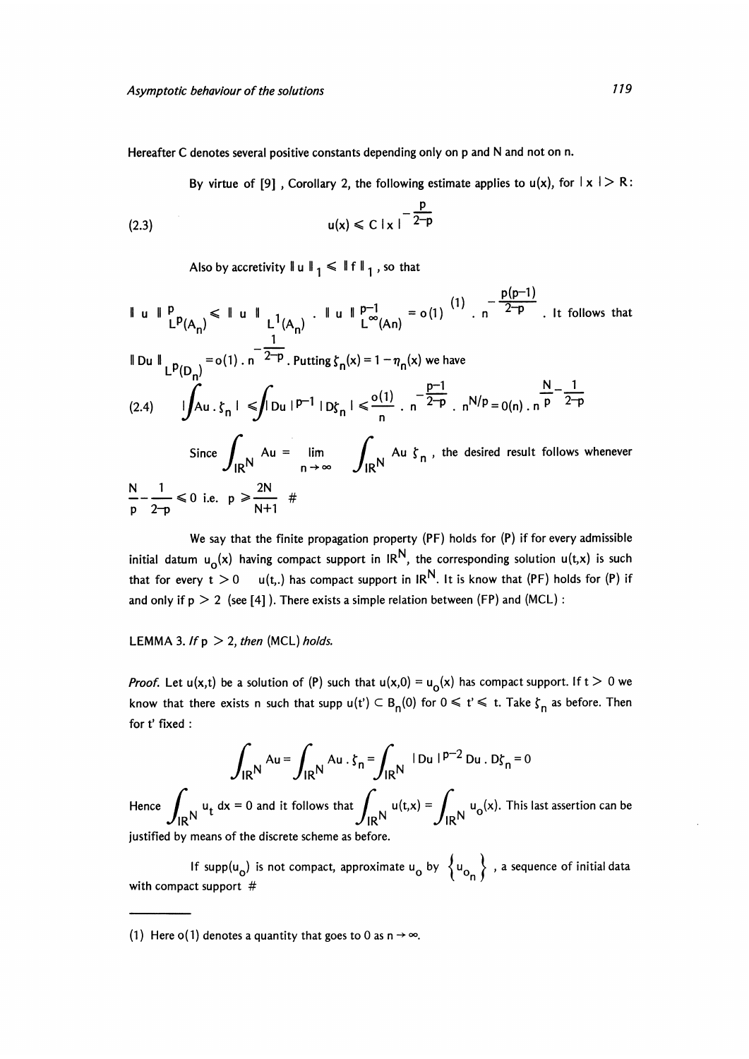Hereafter C denotes several positive constants depending only on p and N and not on n.

By virtue of [9] , Corollary 2, the following estimate applies to u(x), for $|x| > R$:

$$u(x) \leqslant C\,|x|^{-\frac{p}{2-p}} \tag{2.3}$$

Also by accretivity $\|u\|_1 \leqslant \|f\|_1$, so that

$\|u\|^p_{L^p(A_n)} \leqslant \|u\|_{L^1(A_n)} \cdot \|u\|^{p-1}_{L^\infty(An)} = o(1)^{(1)} \cdot n^{-\frac{p(p-1)}{2-p}}$. It follows that $\|Du\|_{L^p(D_n)} = o(1) \cdot n^{-\frac{1}{2-p}}$. Putting $\zeta_n(x) = 1 - \eta_n(x)$ we have

$$|\int Au \cdot \zeta_n| \leqslant \int |Du|^{p-1} |D\zeta_n| \leqslant \frac{o(1)}{n} \cdot n^{-\frac{p-1}{2-p}} \cdot n^{N/p} = 0(n) \cdot n^{\frac{N}{p} - \frac{1}{2-p}} \tag{2.4}$$

Since $\int_{IR^N} Au = \lim_{n\to\infty} \int_{IR^N} Au\;\zeta_n$, the desired result follows whenever $\frac{N}{p} - \frac{1}{2-p} \leqslant 0$ i.e. $p \geqslant \frac{2N}{N+1}$ #

We say that the finite propagation property (PF) holds for (P) if for every admissible initial datum $u_o(x)$ having compact support in $IR^N$, the corresponding solution u(t,x) is such that for every $t > 0$ u(t,.) has compact support in $IR^N$. It is know that (PF) holds for (P) if and only if $p > 2$ (see [4] ). There exists a simple relation between (FP) and (MCL) :

LEMMA 3. *If* $p > 2$, *then* (MCL) *holds.*

*Proof.* Let u(x,t) be a solution of (P) such that $u(x,0) = u_o(x)$ has compact support. If $t > 0$ we know that there exists n such that supp $u(t') \subset B_n(0)$ for $0 \leqslant t' \leqslant t$. Take $\zeta_n$ as before. Then for t' fixed :

$$\int_{IR^N} Au = \int_{IR^N} Au \cdot \zeta_n = \int_{IR^N} |Du|^{p-2} Du \cdot D\zeta_n = 0$$

Hence $\int_{IR^N} u_t\, dx = 0$ and it follows that $\int_{IR^N} u(t,x) = \int_{IR^N} u_o(x)$. This last assertion can be justified by means of the discrete scheme as before.

If supp$(u_o)$ is not compact, approximate $u_o$ by $\{u_{o_n}\}$ , a sequence of initial data with compact support #

---

(1) Here o(1) denotes a quantity that goes to 0 as $n \to \infty$.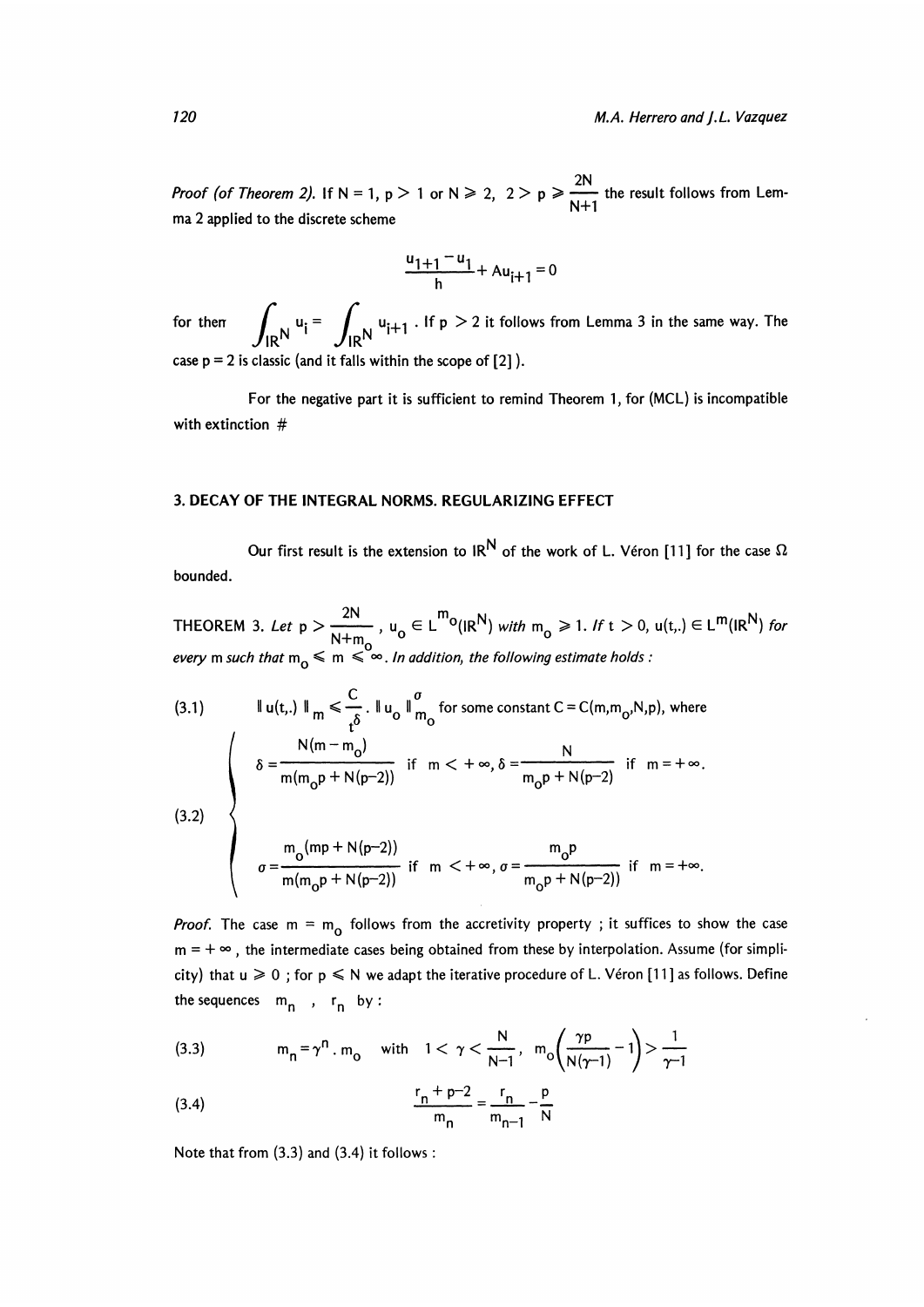*Proof (of Theorem 2).* If $N = 1$, $p > 1$ or $N \geq 2$, $2 > p \geq \frac{2N}{N+1}$ the result follows from Lemma 2 applied to the discrete scheme

$$\frac{u_{1+1} - u_1}{h} + Au_{i+1} = 0$$

for then $\int_{IR^N} u_i = \int_{IR^N} u_{i+1}$. If $p > 2$ it follows from Lemma 3 in the same way. The case $p = 2$ is classic (and it falls within the scope of [2]).

For the negative part it is sufficient to remind Theorem 1, for (MCL) is incompatible with extinction #

## 3. DECAY OF THE INTEGRAL NORMS. REGULARIZING EFFECT

Our first result is the extension to $IR^N$ of the work of L. Véron [11] for the case $\Omega$ bounded.

THEOREM 3. *Let* $p > \frac{2N}{N+m_o}$, $u_o \in L^{m_o}(IR^N)$ *with* $m_o \geq 1$. *If* $t > 0$, $u(t,.) \in L^m(IR^N)$ *for every* $m$ *such that* $m_o \leq m \leq \infty$. *In addition, the following estimate holds :*

$$\| u(t,.) \|_m \leq \frac{C}{t^\delta} \cdot \| u_o \|_{m_o}^{\sigma} \text{ for some constant } C = C(m, m_o, N, p), \text{ where} \tag{3.1}$$

$$\left\{ \begin{array}{l} \delta = \dfrac{N(m - m_o)}{m(m_o p + N(p-2))} \text{ if } m < +\infty, \delta = \dfrac{N}{m_o p + N(p-2)} \text{ if } m = +\infty. \\ \\ \sigma = \dfrac{m_o(mp + N(p-2))}{m(m_o p + N(p-2))} \text{ if } m < +\infty, \sigma = \dfrac{m_o p}{m_o p + N(p-2))} \text{ if } m = +\infty. \end{array} \right. \tag{3.2}$$

*Proof.* The case $m = m_o$ follows from the accretivity property ; it suffices to show the case $m = +\infty$, the intermediate cases beeing obtained from these by interpolation. Assume (for simplicity) that $u \geq 0$ ; for $p \leq N$ we adapt the iterative procedure of L. Véron [11] as follows. Define the sequences $m_n$ , $r_n$ by :

$$m_n = \gamma^n . m_o \quad \text{with} \quad 1 < \gamma < \frac{N}{N-1}, \quad m_o\left(\frac{\gamma p}{N(\gamma-1)} - 1\right) > \frac{1}{\gamma - 1} \tag{3.3}$$

$$\frac{r_n + p - 2}{m_n} = \frac{r_n}{m_{n-1}} - \frac{p}{N} \tag{3.4}$$

Note that from (3.3) and (3.4) it follows :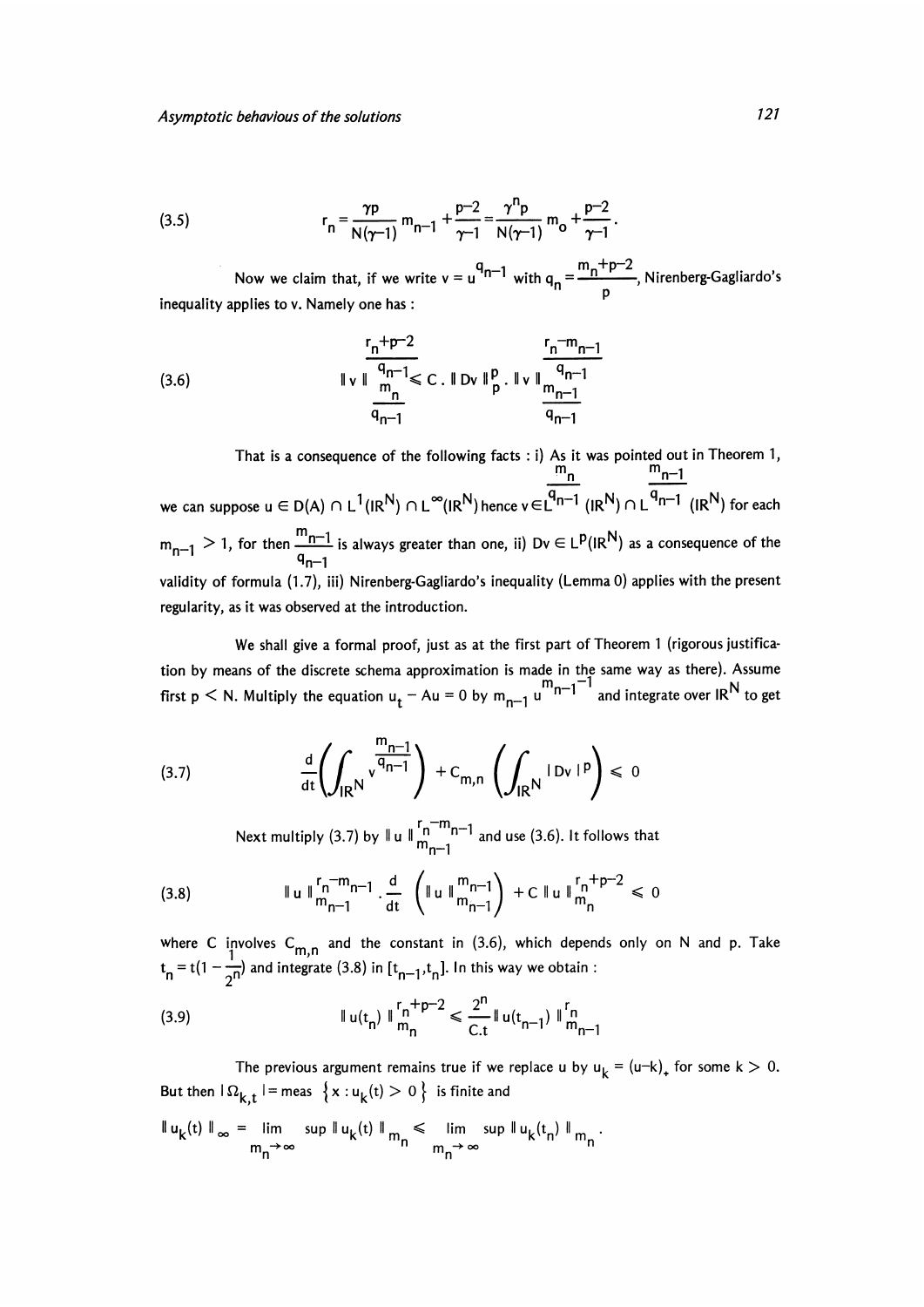$$r_n = \frac{\gamma p}{N(\gamma-1)} m_{n-1} + \frac{p-2}{\gamma-1} = \frac{\gamma^n p}{N(\gamma-1)} m_o + \frac{p-2}{\gamma-1}. \tag{3.5}$$

Now we claim that, if we write $v = u^{q_{n-1}}$ with $q_n = \frac{m_n+p-2}{p}$, Nirenberg-Gagliardo's inequality applies to v. Namely one has :

$$\| v \|_{\frac{m_n}{q_{n-1}}}^{\frac{r_n+p-2}{q_{n-1}}} \leqslant C \,.\, \| Dv \|_p^p \,.\, \| v \|_{\frac{m_{n-1}}{q_{n-1}}}^{\frac{r_n-m_{n-1}}{q_{n-1}}} \tag{3.6}$$

That is a consequence of the following facts : i) As it was pointed out in Theorem 1, we can suppose $u \in D(A) \cap L^1(\mathbb{R}^N) \cap L^\infty(\mathbb{R}^N)$ hence $v \in L^{\frac{m_n}{q_{n-1}}}(\mathbb{R}^N) \cap L^{\frac{m_{n-1}}{q_{n-1}}}(\mathbb{R}^N)$ for each $m_{n-1} > 1$, for then $\frac{m_{n-1}}{q_{n-1}}$ is always greater than one, ii) $Dv \in L^p(\mathbb{R}^N)$ as a consequence of the validity of formula (1.7), iii) Nirenberg-Gagliardo's inequality (Lemma 0) applies with the present regularity, as it was observed at the introduction.

We shall give a formal proof, just as at the first part of Theorem 1 (rigorous justification by means of the discrete schema approximation is made in the same way as there). Assume first $p < N$. Multiply the equation $u_t - Au = 0$ by $m_{n-1}\, u^{m_{n-1}-1}$ and integrate over $\mathbb{R}^N$ to get

$$\frac{d}{dt}\left(\int_{\mathbb{R}^N} v^{\frac{m_{n-1}}{q_{n-1}}}\right) + C_{m,n}\left(\int_{\mathbb{R}^N} |Dv|^p\right) \leqslant 0 \tag{3.7}$$

Next multiply (3.7) by $\| u \|_{m_{n-1}}^{r_n-m_{n-1}}$ and use (3.6). It follows that

$$\| u \|_{m_{n-1}}^{r_n-m_{n-1}} \,.\, \frac{d}{dt}\left(\| u \|_{m_{n-1}}^{m_{n-1}}\right) + C \,\| u \|_{m_n}^{r_n+p-2} \leqslant 0 \tag{3.8}$$

where C involves $C_{m,n}$ and the constant in (3.6), which depends only on N and p. Take $t_n = t(1-\frac{1}{2^n})$ and integrate (3.8) in $[t_{n-1}, t_n]$. In this way we obtain :

$$\| u(t_n) \|_{m_n}^{r_n+p-2} \leqslant \frac{2^n}{C.t} \| u(t_{n-1}) \|_{m_{n-1}}^{r_n} \tag{3.9}$$

The previous argument remains true if we replace u by $u_k = (u-k)_+$ for some $k > 0$. But then $|\Omega_{k,t}| = \text{meas}\ \{x : u_k(t) > 0\}$ is finite and

$$\| u_k(t) \|_\infty = \lim_{m_n \to \infty} \sup \| u_k(t) \|_{m_n} \leqslant \lim_{m_n \to \infty} \sup \| u_k(t_n) \|_{m_n} .$$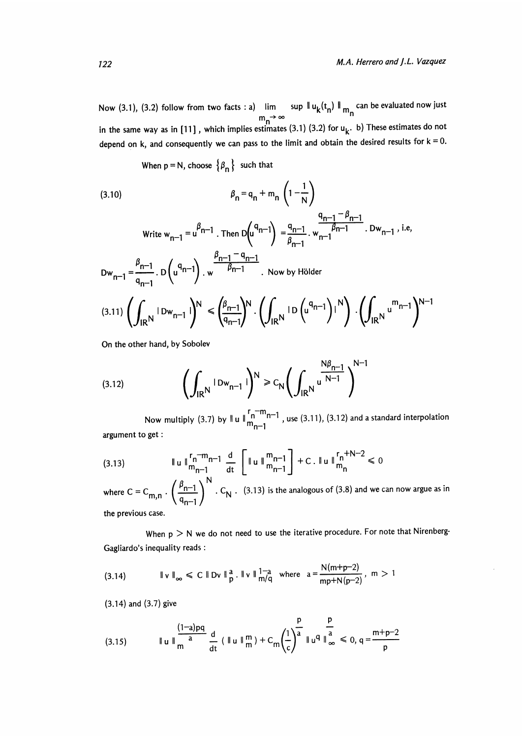Now (3.1), (3.2) follow from two facts : a) $\lim_{m_n \to \infty} \sup \| u_k(t_n) \|_{m_n}$ can be evaluated now just in the same way as in [11], which implies estimates (3.1) (3.2) for $u_k$. b) These estimates do not depend on k, and consequently we can pass to the limit and obtain the desired results for k = 0.

When p = N, choose $\{\beta_n\}$ such that

$$\beta_n = q_n + m_n \left(1 - \frac{1}{N}\right) \tag{3.10}$$

Write $w_{n-1} = u^{\beta_{n-1}}$. Then $D\left(u^{q_{n-1}}\right) = \frac{q_{n-1}}{\beta_{n-1}} \cdot w_{n-1}^{\frac{q_{n-1} - \beta_{n-1}}{\beta_{n-1}}} \cdot Dw_{n-1}$, i.e,

$Dw_{n-1} = \frac{\beta_{n-1}}{q_{n-1}} \cdot D\left(u^{q_{n-1}}\right) \cdot w^{\frac{\beta_{n-1} - q_{n-1}}{\beta_{n-1}}}$. Now by Hölder

$$\left(\int_{\mathbb{R}^N} |Dw_{n-1}|\right)^N \leqslant \left(\frac{\beta_{n-1}}{q_{n-1}}\right)^N \cdot \left(\int_{\mathbb{R}^N} |D\left(u^{q_{n-1}}\right)|^N\right) \cdot \left(\int_{\mathbb{R}^N} u^{m_{n-1}}\right)^{N-1} \tag{3.11}$$

On the other hand, by Sobolev

$$\left(\int_{\mathbb{R}^N} |Dw_{n-1}|\right)^N \geqslant C_N \left(\int_{\mathbb{R}^N} u^{\frac{N\beta_{n-1}}{N-1}}\right)^{N-1} \tag{3.12}$$

Now multiply (3.7) by $\| u \|_{m_{n-1}}^{r_n - m_{n-1}}$, use (3.11), (3.12) and a standard interpolation argument to get :

$$\| u \|_{m_{n-1}}^{r_n - m_{n-1}} \frac{d}{dt} \left[ \| u \|_{m_{n-1}}^{m_{n-1}} \right] + C \cdot \| u \|_{m_n}^{r_n + N - 2} \leqslant 0 \tag{3.13}$$

where $C = C_{m,n} \cdot \left(\frac{\beta_{n-1}}{q_{n-1}}\right)^N \cdot C_N$. (3.13) is the analogous of (3.8) and we can now argue as in the previous case.

When p > N we do not need to use the iterative procedure. For note that Nirenberg-Gagliardo's inequality reads :

$$\| v \|_\infty \leqslant C \| Dv \|_p^a \cdot \| v \|_{m/q}^{1-a} \quad \text{where} \quad a = \frac{N(m+p-2)}{mp + N(p-2)}, \quad m > 1 \tag{3.14}$$

(3.14) and (3.7) give

$$\| u \|_m^{\frac{(1-a)pq}{a}} \frac{d}{dt} \left( \| u \|_m^m \right) + C_m \left(\frac{1}{c}\right)^{\frac{p}{a}} \| u^q \|_\infty^{\frac{p}{a}} \leqslant 0, \; q = \frac{m+p-2}{p} \tag{3.15}$$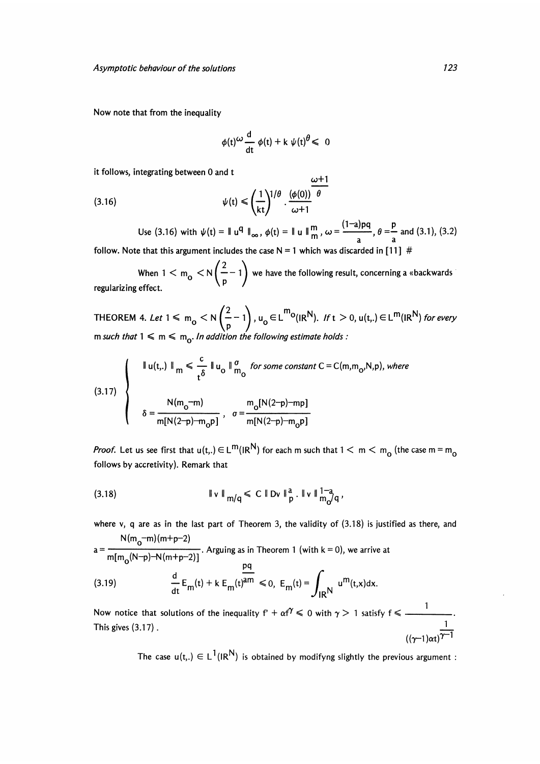Now note that from the inequality

$$\phi(t)^{\omega} \frac{d}{dt} \phi(t) + k\, \psi(t)^{\theta} \leqslant 0$$

it follows, integrating between 0 and t

$$\psi(t) \leqslant \left(\frac{1}{kt}\right)^{1/\theta} \cdot \frac{(\phi(0))^{\frac{\omega+1}{\theta}}}{\omega+1} \tag{3.16}$$

Use (3.16) with $\psi(t) = \| u^q \|_\infty$, $\phi(t) = \| u \|_m^m$, $\omega = \frac{(1-a)pq}{a}$, $\theta = \frac{p}{a}$ and (3.1), (3.2) follow. Note that this argument includes the case N = 1 which was discarded in [11] #

When $1 < m_o < N\left(\frac{2}{p} - 1\right)$ we have the following result, concerning a «backwards regularizing effect.

THEOREM 4. *Let* $1 \leqslant m_o < N\left(\frac{2}{p} - 1\right)$, $u_o \in L^{m_o}(\mathbb{R}^N)$. *If* $t > 0$, $u(t,.) \in L^m(\mathbb{R}^N)$ *for every* m *such that* $1 \leqslant m \leqslant m_o$. *In addition the following estimate holds :*

$$\left\{ \begin{array}{l} \| u(t,.) \|_m \leqslant \dfrac{c}{t^{\delta}} \| u_o \|_{m_o}^{\sigma} \quad \text{for some constant } C = C(m, m_o, N, p), \text{ where} \\[2ex] \delta = \dfrac{N(m_o - m)}{m[N(2-p) - m_o p]}, \quad \sigma = \dfrac{m_o[N(2-p) - mp]}{m[N(2-p) - m_o p]} \end{array} \right. \tag{3.17}$$

*Proof.* Let us see first that $u(t,.) \in L^m(\mathbb{R}^N)$ for each m such that $1 < m < m_o$ (the case $m = m_o$ follows by accretivity). Remark that

$$\| v \|_{m/q} \leqslant C \| Dv \|_p^a \cdot \| v \|_{m_o/q}^{1-a}, \tag{3.18}$$

where v, q are as in the last part of Theorem 3, the validity of (3.18) is justified as there, and $a = \frac{N(m_o - m)(m+p-2)}{m[m_o(N-p) - N(m+p-2)]}$. Arguing as in Theorem 1 (with k = 0), we arrive at

$$\frac{d}{dt} E_m(t) + k\, E_m(t)^{\frac{pq}{am}} \leqslant 0, \quad E_m(t) = \int_{\mathbb{R}^N} u^m(t,x)dx. \tag{3.19}$$

Now notice that solutions of the inequality $f' + \alpha f^{\gamma} \leqslant 0$ with $\gamma > 1$ satisfy $f \leqslant \frac{1}{((\gamma - 1)\alpha t)^{\frac{1}{\gamma - 1}}}$. This gives (3.17) .

The case $u(t,.) \in L^1(\mathbb{R}^N)$ is obtained by modifyng slightly the previous argument :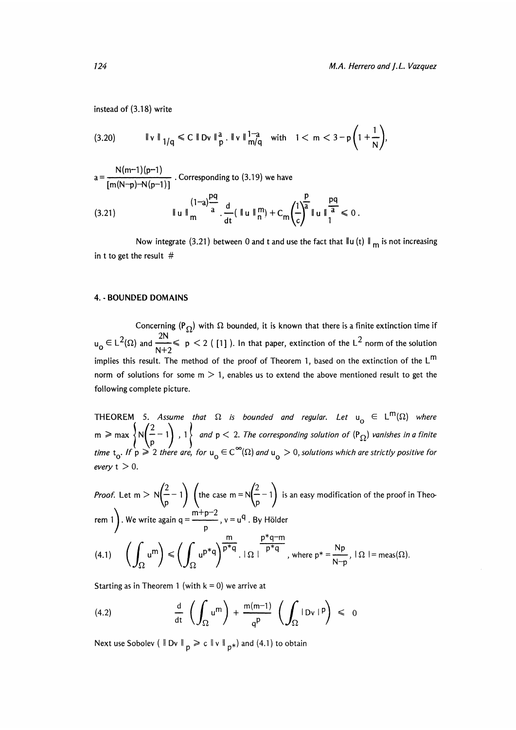instead of (3.18) write

$$(3.20) \qquad \| v \|_{1/q} \leqslant C \, \| Dv \|_p^a \cdot \| v \|_{m/q}^{1-a} \quad \text{with} \quad 1 < m < 3 - p\left(1 + \frac{1}{N}\right),$$

$a = \dfrac{N(m-1)(p-1)}{[m(N-p)-N(p-1)]}$ . Corresponding to (3.19) we have

$$(3.21) \qquad \| u \|_m^{(1-a)\frac{pq}{a}} \cdot \frac{d}{dt}\left( \| u \|_n^m \right) + C_m \left(\frac{1}{c}\right)^{\frac{p}{a}} \| u \|_1^{\frac{pq}{a}} \leqslant 0 \, .$$

Now integrate (3.21) between 0 and t and use the fact that $\| u(t) \|_m$ is not increasing in t to get the result #

## 4. - BOUNDED DOMAINS

Concerning $(P_\Omega)$ with $\Omega$ bounded, it is known that there is a finite extinction time if $u_o \in L^2(\Omega)$ and $\frac{2N}{N+2} \leqslant p < 2$ ( [1] ). In that paper, extinction of the $L^2$ norm of the solution implies this result. The method of the proof of Theorem 1, based on the extinction of the $L^m$ norm of solutions for some $m > 1$, enables us to extend the above mentioned result to get the following complete picture.

THEOREM 5. *Assume that $\Omega$ is bounded and regular. Let $u_o \in L^m(\Omega)$ where $m \geqslant \max\left\{ N\left(\frac{2}{p} - 1\right), 1 \right\}$ and $p < 2$. The corresponding solution of $(P_\Omega)$ vanishes in a finite time $t_o$. If $p \geqslant 2$ there are, for $u_o \in C^\infty(\Omega)$ and $u_o > 0$, solutions which are strictly positive for every $t > 0$.*

*Proof.* Let $m > N\left(\frac{2}{p} - 1\right)$ $\left(\text{the case } m = N\left(\frac{2}{p} - 1\right) \text{ is an easy modification of the proof in Theorem 1}\right)$. We write again $q = \frac{m+p-2}{p}$, $v = u^q$. By Hölder

$$(4.1) \qquad \left( \int_\Omega u^m \right) \leqslant \left( \int_\Omega u^{p^*q} \right)^{\frac{m}{p^*q}} \cdot |\Omega|^{\frac{p^*q-m}{p^*q}} \, , \text{ where } p^* = \frac{Np}{N-p}, \ |\Omega| = \text{meas}(\Omega).$$

Starting as in Theorem 1 (with $k = 0$) we arrive at

$$(4.2) \qquad \frac{d}{dt}\left( \int_\Omega u^m \right) + \frac{m(m-1)}{q^p} \left( \int_\Omega |Dv|^p \right) \leqslant 0$$

Next use Sobolev ( $\| Dv \|_p \geqslant c \, \| v \|_{p^*}$) and (4.1) to obtain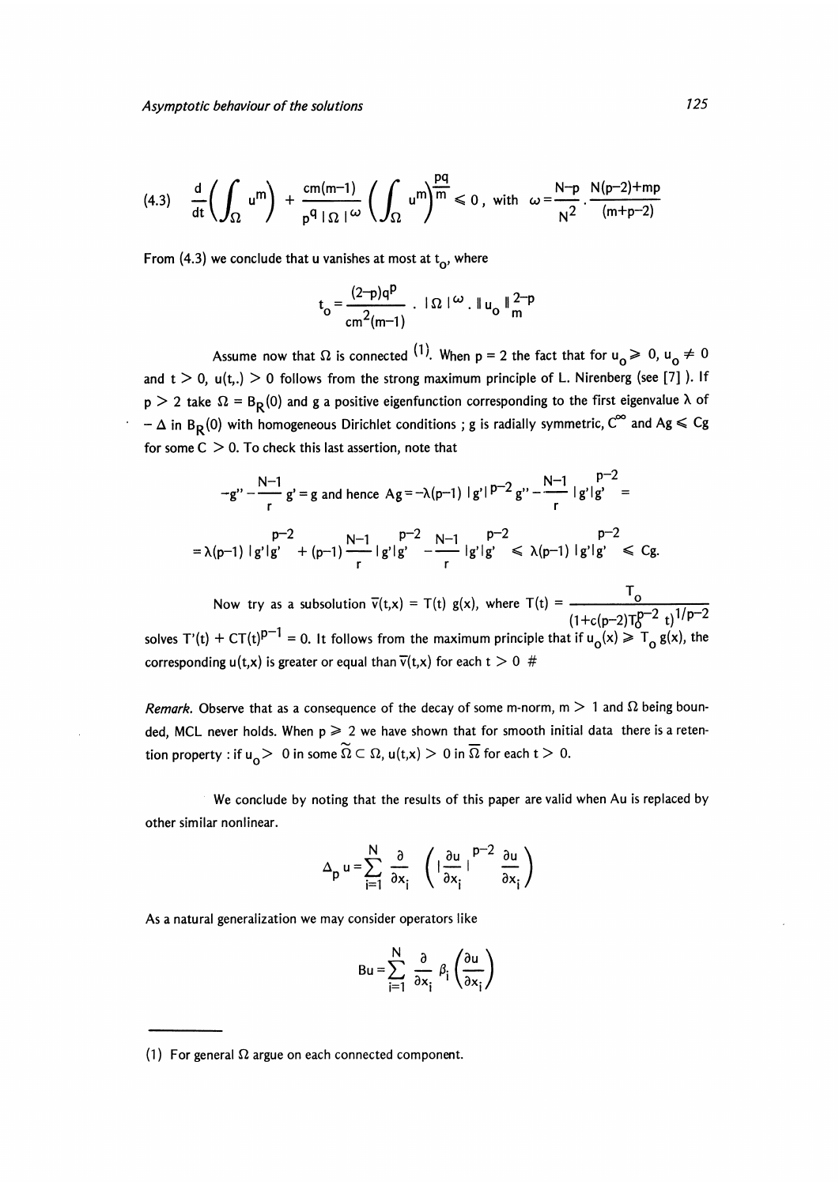$$\text{(4.3)}\quad \frac{d}{dt}\left(\int_\Omega u^m\right) + \frac{cm(m-1)}{p^q\,|\Omega|^\omega}\left(\int_\Omega u^m\right)^{\frac{pq}{m}} \leqslant 0\,,\ \text{with}\ \ \omega = \frac{N-p}{N^2}\cdot\frac{N(p-2)+mp}{(m+p-2)}$$

From (4.3) we conclude that u vanishes at most at $t_o$, where

$$t_o = \frac{(2-p)q^p}{cm^2(m-1)}\ .\ |\Omega|^\omega\ .\ \|u_o\|_m^{2-p}$$

Assume now that $\Omega$ is connected (1). When $p = 2$ the fact that for $u_o \geqslant 0$, $u_o \neq 0$ and $t > 0$, $u(t,.) > 0$ follows from the strong maximum principle of L. Nirenberg (see [7] ). If $p > 2$ take $\Omega = B_R(0)$ and g a positive eigenfunction corresponding to the first eigenvalue $\lambda$ of $-\Delta$ in $B_R(0)$ with homogeneous Dirichlet conditions ; g is radially symmetric, $C^\infty$ and $Ag \leqslant Cg$ for some $C > 0$. To check this last assertion, note that

$$-g'' - \frac{N-1}{r}\,g' = g \ \text{and hence}\ Ag = -\lambda(p-1)\,|g'|^{p-2} g'' - \frac{N-1}{r}\,|g'|g'^{\,p-2} =$$

$$= \lambda(p-1)\,|g'|g'^{\,p-2} + (p-1)\frac{N-1}{r}\,|g'|g'^{\,p-2} - \frac{N-1}{r}\,|g'|g'^{\,p-2} \leqslant \lambda(p-1)\,|g'|g'^{\,p-2} \leqslant Cg.$$

Now try as a subsolution $\overline{v}(t,x) = T(t)\ g(x)$, where $T(t) = \dfrac{T_o}{(1+c(p-2)T_o^{p-2}\,t)^{1/p-2}}$ solves $T'(t) + CT(t)^{p-1} = 0$. It follows from the maximum principle that if $u_o(x) \geqslant T_o\, g(x)$, the corresponding $u(t,x)$ is greater or equal than $\overline{v}(t,x)$ for each $t > 0$ #

*Remark.* Observe that as a consequence of the decay of some m-norm, $m > 1$ and $\Omega$ being bounded, MCL never holds. When $p \geqslant 2$ we have shown that for smooth initial data there is a retention property : if $u_o > 0$ in some $\tilde{\Omega} \subset \Omega$, $u(t,x) > 0$ in $\overline{\tilde{\Omega}}$ for each $t > 0$.

We conclude by noting that the results of this paper are valid when Au is replaced by other similar nonlinear.

$$\Delta_p u = \sum_{i=1}^{N} \frac{\partial}{\partial x_i}\left(\left|\frac{\partial u}{\partial x_i}\right|^{p-2}\frac{\partial u}{\partial x_i}\right)$$

As a natural generalization we may consider operators like

$$Bu = \sum_{i=1}^{N} \frac{\partial}{\partial x_i}\,\beta_i\left(\frac{\partial u}{\partial x_i}\right)$$

---

(1) For general $\Omega$ argue on each connected component.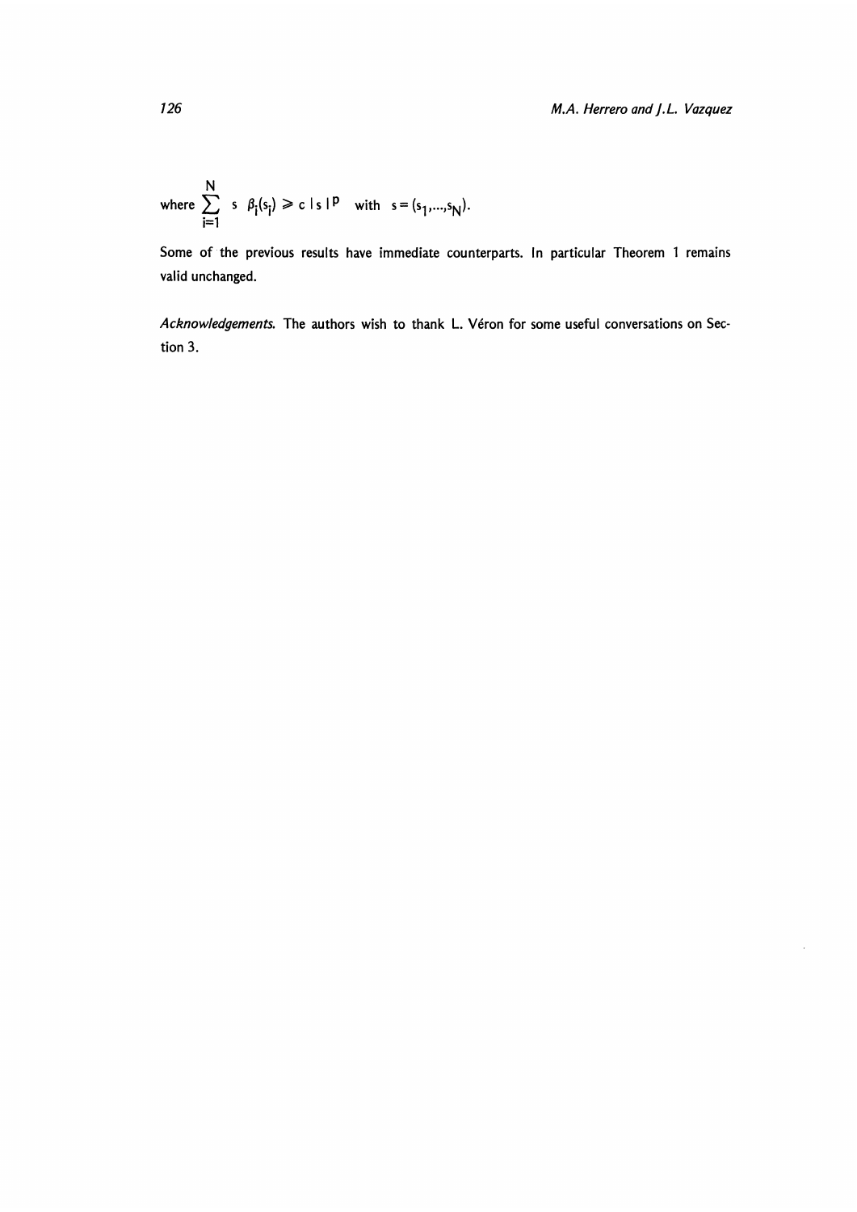where $\sum_{i=1}^{N} s \;\; \beta_i(s_i) \geqslant c\,|\,s\,|^{p}$ with $s=(s_1,\ldots,s_N)$.

Some of the previous results have immediate counterparts. In particular Theorem 1 remains valid unchanged.

*Acknowledgements.* The authors wish to thank L. Véron for some useful conversations on Section 3.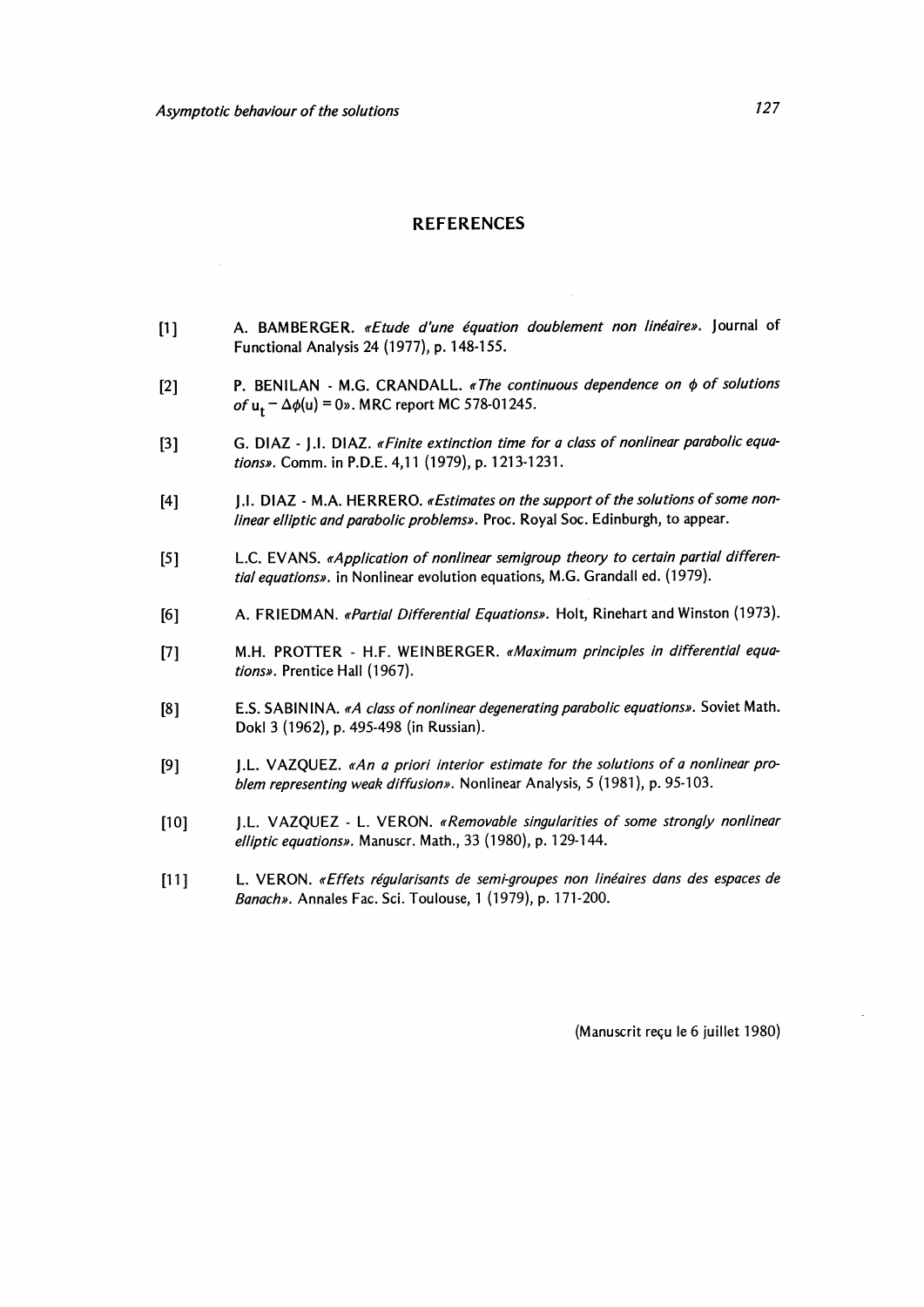## REFERENCES

[1] A. BAMBERGER. *«Etude d'une équation doublement non linéaire».* Journal of Functional Analysis 24 (1977), p. 148-155.

[2] P. BENILAN - M.G. CRANDALL. *«The continuous dependence on $\phi$ of solutions of $u_t - \Delta\phi(u) = 0$».* MRC report MC 578-01245.

[3] G. DIAZ - J.I. DIAZ. *«Finite extinction time for a class of nonlinear parabolic equations».* Comm. in P.D.E. 4,11 (1979), p. 1213-1231.

[4] J.I. DIAZ - M.A. HERRERO. *«Estimates on the support of the solutions of some nonlinear elliptic and parabolic problems».* Proc. Royal Soc. Edinburgh, to appear.

[5] L.C. EVANS. *«Application of nonlinear semigroup theory to certain partial differential equations».* in Nonlinear evolution equations, M.G. Grandall ed. (1979).

[6] A. FRIEDMAN. *«Partial Differential Equations».* Holt, Rinehart and Winston (1973).

[7] M.H. PROTTER - H.F. WEINBERGER. *«Maximum principles in differential equations».* Prentice Hall (1967).

[8] E.S. SABININA. *«A class of nonlinear degenerating parabolic equations».* Soviet Math. Dokl 3 (1962), p. 495-498 (in Russian).

[9] J.L. VAZQUEZ. *«An a priori interior estimate for the solutions of a nonlinear problem representing weak diffusion».* Nonlinear Analysis, 5 (1981), p. 95-103.

[10] J.L. VAZQUEZ - L. VERON. *«Removable singularities of some strongly nonlinear elliptic equations».* Manuscr. Math., 33 (1980), p. 129-144.

[11] L. VERON. *«Effets régularisants de semi-groupes non linéaires dans des espaces de Banach».* Annales Fac. Sci. Toulouse, 1 (1979), p. 171-200.

(Manuscrit reçu le 6 juillet 1980)